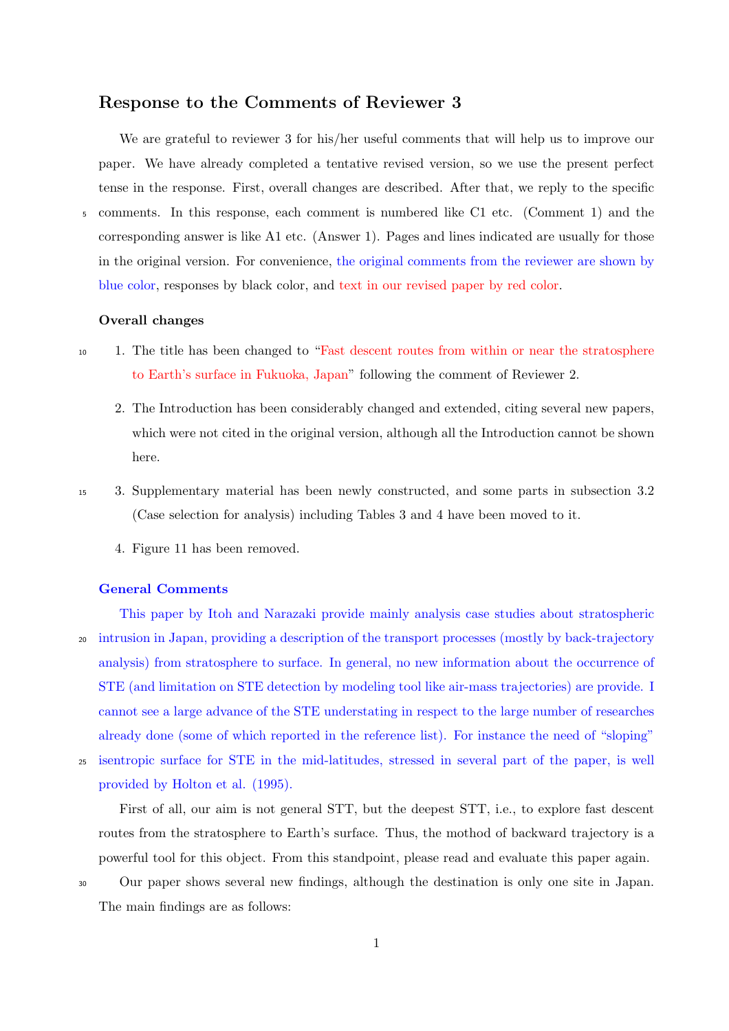## Response to the Comments of Reviewer 3

We are grateful to reviewer 3 for his/her useful comments that will help us to improve our paper. We have already completed a tentative revised version, so we use the present perfect tense in the response. First, overall changes are described. After that, we reply to the specific comments. In this response, each comment is numbered like C1 etc. (Comment 1) and the corresponding answer is like A1 etc. (Answer 1). Pages and lines indicated are usually for those in the original version. For convenience, the original comments from the reviewer are shown by blue color, responses by black color, and text in our revised paper by red color.

### Overall changes

1. The title has been changed to "Fast descent routes from within or near the stratosphere to Earth's surface in Fukuoka, Japan" following the comment of Reviewer 2.

2. The Introduction has been considerably changed and extended, citing several new papers, which were not cited in the original version, although all the Introduction cannot be shown here.

3. Supplementary material has been newly constructed, and some parts in subsection 3.2 (Case selection for analysis) including Tables 3 and 4 have been moved to it.

4. Figure 11 has been removed.

### General Comments

This paper by Itoh and Narazaki provide mainly analysis case studies about stratospheric intrusion in Japan, providing a description of the transport processes (mostly by back-trajectory analysis) from stratosphere to surface. In general, no new information about the occurrence of STE (and limitation on STE detection by modeling tool like air-mass trajectories) are provide. I cannot see a large advance of the STE understating in respect to the large number of researches already done (some of which reported in the reference list). For instance the need of "sloping" isentropic surface for STE in the mid-latitudes, stressed in several part of the paper, is well provided by Holton et al. (1995).

First of all, our aim is not general STT, but the deepest STT, i.e., to explore fast descent routes from the stratosphere to Earth's surface. Thus, the mothod of backward trajectory is a powerful tool for this object. From this standpoint, please read and evaluate this paper again.

Our paper shows several new findings, although the destination is only one site in Japan. The main findings are as follows: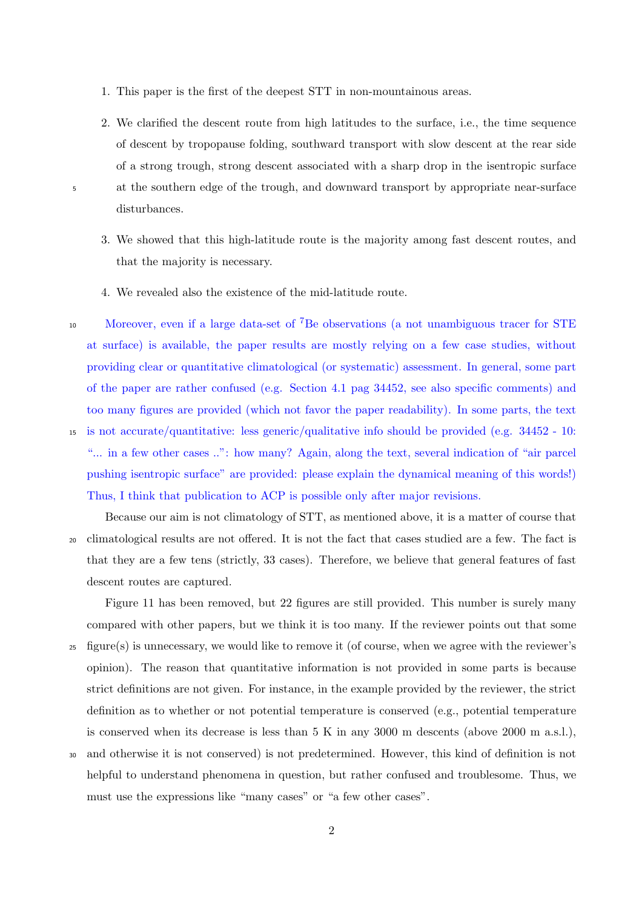1. This paper is the first of the deepest STT in non-mountainous areas.

2. We clarified the descent route from high latitudes to the surface, i.e., the time sequence of descent by tropopause folding, southward transport with slow descent at the rear side of a strong trough, strong descent associated with a sharp drop in the isentropic surface at the southern edge of the trough, and downward transport by appropriate near-surface disturbances.

3. We showed that this high-latitude route is the majority among fast descent routes, and that the majority is necessary.

4. We revealed also the existence of the mid-latitude route.

Moreover, even if a large data-set of $^7$Be observations (a not unambiguous tracer for STE at surface) is available, the paper results are mostly relying on a few case studies, without providing clear or quantitative climatological (or systematic) assessment. In general, some part of the paper are rather confused (e.g. Section 4.1 pag 34452, see also specific comments) and too many figures are provided (which not favor the paper readability). In some parts, the text is not accurate/quantitative: less generic/qualitative info should be provided (e.g. 34452 - 10: "... in a few other cases ..": how many? Again, along the text, several indication of "air parcel pushing isentropic surface" are provided: please explain the dynamical meaning of this words!) Thus, I think that publication to ACP is possible only after major revisions.

Because our aim is not climatology of STT, as mentioned above, it is a matter of course that climatological results are not offered. It is not the fact that cases studied are a few. The fact is that they are a few tens (strictly, 33 cases). Therefore, we believe that general features of fast descent routes are captured.

Figure 11 has been removed, but 22 figures are still provided. This number is surely many compared with other papers, but we think it is too many. If the reviewer points out that some figure(s) is unnecessary, we would like to remove it (of course, when we agree with the reviewer's opinion). The reason that quantitative information is not provided in some parts is because strict definitions are not given. For instance, in the example provided by the reviewer, the strict definition as to whether or not potential temperature is conserved (e.g., potential temperature is conserved when its decrease is less than 5 K in any 3000 m descents (above 2000 m a.s.l.), and otherwise it is not conserved) is not predetermined. However, this kind of definition is not helpful to understand phenomena in question, but rather confused and troublesome. Thus, we must use the expressions like "many cases" or "a few other cases".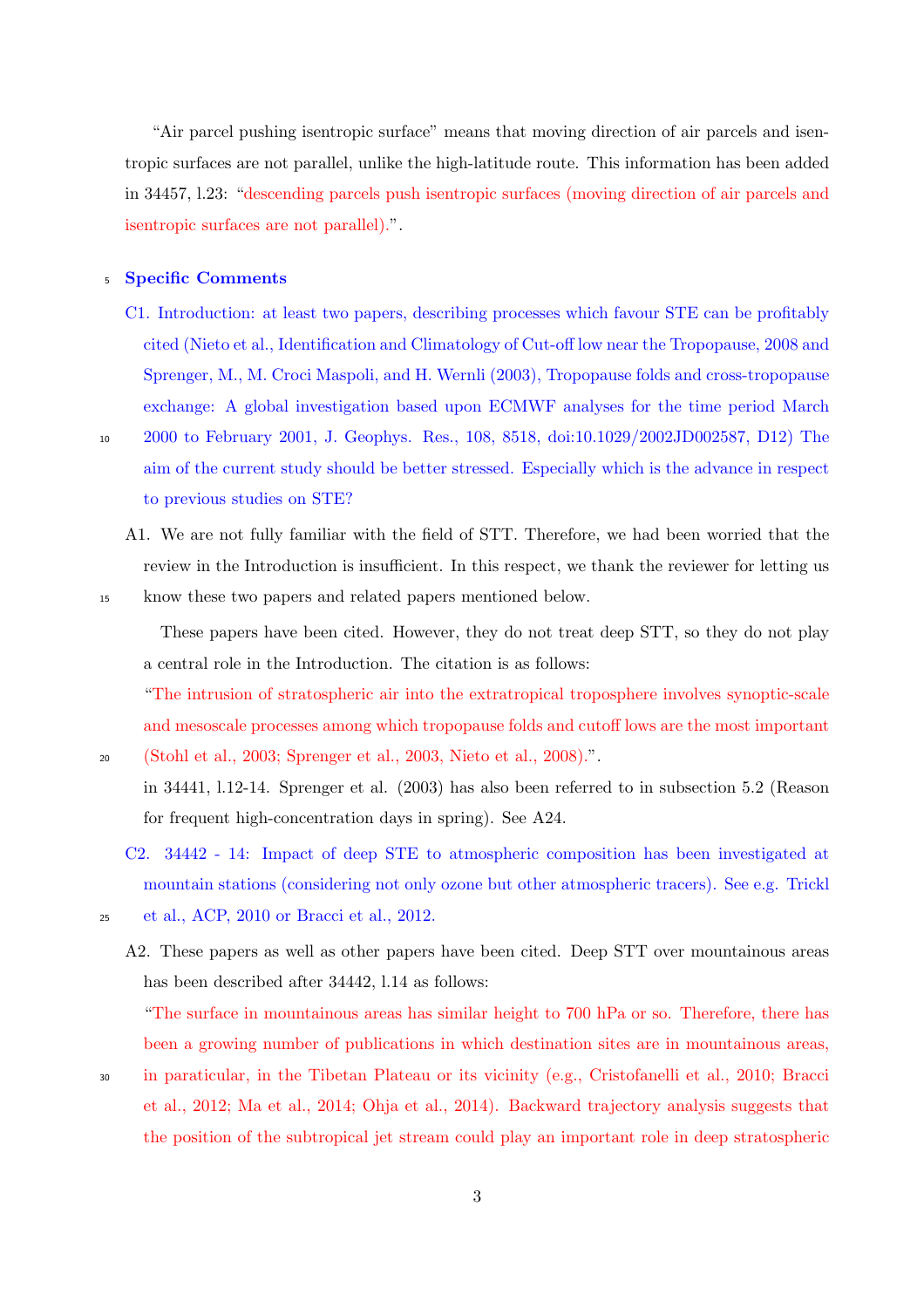"Air parcel pushing isentropic surface" means that moving direction of air parcels and isentropic surfaces are not parallel, unlike the high-latitude route. This information has been added in 34457, l.23: "descending parcels push isentropic surfaces (moving direction of air parcels and isentropic surfaces are not parallel).".

## Specific Comments

C1. Introduction: at least two papers, describing processes which favour STE can be profitably cited (Nieto et al., Identification and Climatology of Cut-off low near the Tropopause, 2008 and Sprenger, M., M. Croci Maspoli, and H. Wernli (2003), Tropopause folds and cross-tropopause exchange: A global investigation based upon ECMWF analyses for the time period March 2000 to February 2001, J. Geophys. Res., 108, 8518, doi:10.1029/2002JD002587, D12) The aim of the current study should be better stressed. Especially which is the advance in respect to previous studies on STE?

A1. We are not fully familiar with the field of STT. Therefore, we had been worried that the review in the Introduction is insufficient. In this respect, we thank the reviewer for letting us know these two papers and related papers mentioned below.

These papers have been cited. However, they do not treat deep STT, so they do not play a central role in the Introduction. The citation is as follows:

"The intrusion of stratospheric air into the extratropical troposphere involves synoptic-scale and mesoscale processes among which tropopause folds and cutoff lows are the most important (Stohl et al., 2003; Sprenger et al., 2003, Nieto et al., 2008).".

in 34441, l.12-14. Sprenger et al. (2003) has also been referred to in subsection 5.2 (Reason for frequent high-concentration days in spring). See A24.

C2. 34442 - 14: Impact of deep STE to atmospheric composition has been investigated at mountain stations (considering not only ozone but other atmospheric tracers). See e.g. Trickl et al., ACP, 2010 or Bracci et al., 2012.

A2. These papers as well as other papers have been cited. Deep STT over mountainous areas has been described after 34442, l.14 as follows:

"The surface in mountainous areas has similar height to 700 hPa or so. Therefore, there has been a growing number of publications in which destination sites are in mountainous areas, in paraticular, in the Tibetan Plateau or its vicinity (e.g., Cristofanelli et al., 2010; Bracci et al., 2012; Ma et al., 2014; Ohja et al., 2014). Backward trajectory analysis suggests that the position of the subtropical jet stream could play an important role in deep stratospheric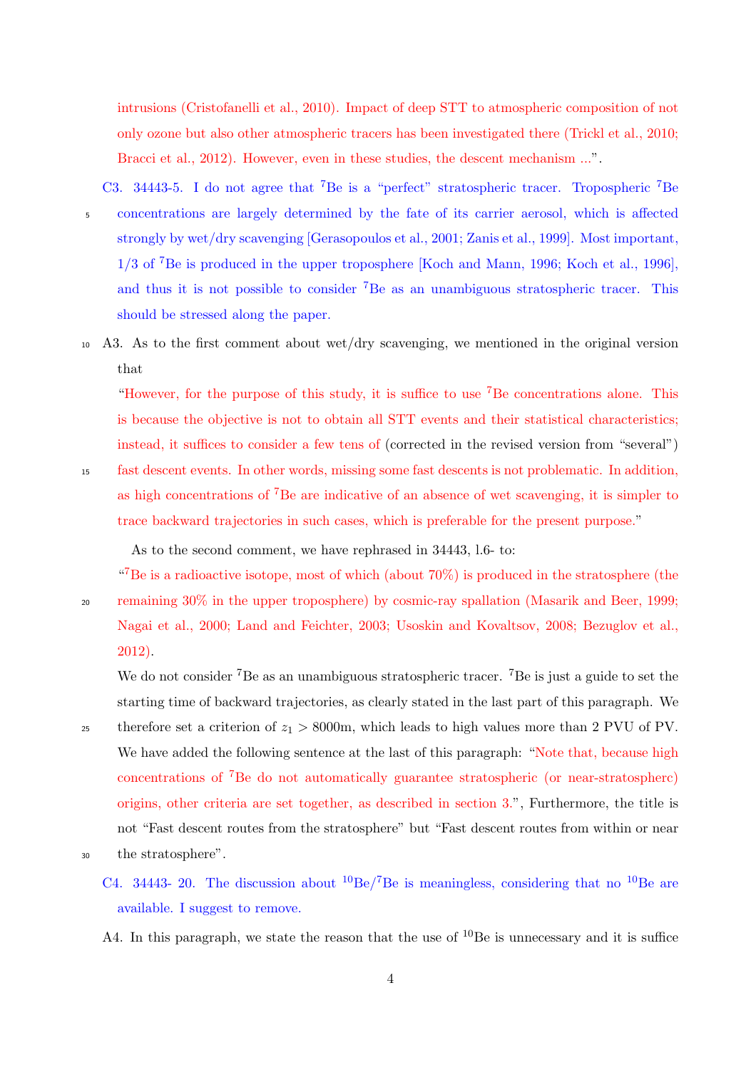intrusions (Cristofanelli et al., 2010). Impact of deep STT to atmospheric composition of not only ozone but also other atmospheric tracers has been investigated there (Trickl et al., 2010; Bracci et al., 2012). However, even in these studies, the descent mechanism ...".

C3. 34443-5. I do not agree that $^{7}$Be is a "perfect" stratospheric tracer. Tropospheric $^{7}$Be concentrations are largely determined by the fate of its carrier aerosol, which is affected strongly by wet/dry scavenging [Gerasopoulos et al., 2001; Zanis et al., 1999]. Most important, 1/3 of $^{7}$Be is produced in the upper troposphere [Koch and Mann, 1996; Koch et al., 1996], and thus it is not possible to consider $^{7}$Be as an unambiguous stratospheric tracer. This should be stressed along the paper.

A3. As to the first comment about wet/dry scavenging, we mentioned in the original version that

"However, for the purpose of this study, it is suffice to use $^{7}$Be concentrations alone. This is because the objective is not to obtain all STT events and their statistical characteristics; instead, it suffices to consider a few tens of (corrected in the revised version from "several") fast descent events. In other words, missing some fast descents is not problematic. In addition, as high concentrations of $^{7}$Be are indicative of an absence of wet scavenging, it is simpler to trace backward trajectories in such cases, which is preferable for the present purpose."

As to the second comment, we have rephrased in 34443, l.6- to:

"$^{7}$Be is a radioactive isotope, most of which (about 70%) is produced in the stratosphere (the remaining 30% in the upper troposphere) by cosmic-ray spallation (Masarik and Beer, 1999; Nagai et al., 2000; Land and Feichter, 2003; Usoskin and Kovaltsov, 2008; Bezuglov et al., 2012).

We do not consider $^{7}$Be as an unambiguous stratospheric tracer. $^{7}$Be is just a guide to set the starting time of backward trajectories, as clearly stated in the last part of this paragraph. We therefore set a criterion of $z_1 > 8000$m, which leads to high values more than 2 PVU of PV. We have added the following sentence at the last of this paragraph: "Note that, because high concentrations of $^{7}$Be do not automatically guarantee stratospheric (or near-stratospherc) origins, other criteria are set together, as described in section 3.", Furthermore, the title is not "Fast descent routes from the stratosphere" but "Fast descent routes from within or near the stratosphere".

C4. 34443- 20. The discussion about $^{10}$Be/$^{7}$Be is meaningless, considering that no $^{10}$Be are available. I suggest to remove.

A4. In this paragraph, we state the reason that the use of $^{10}$Be is unnecessary and it is suffice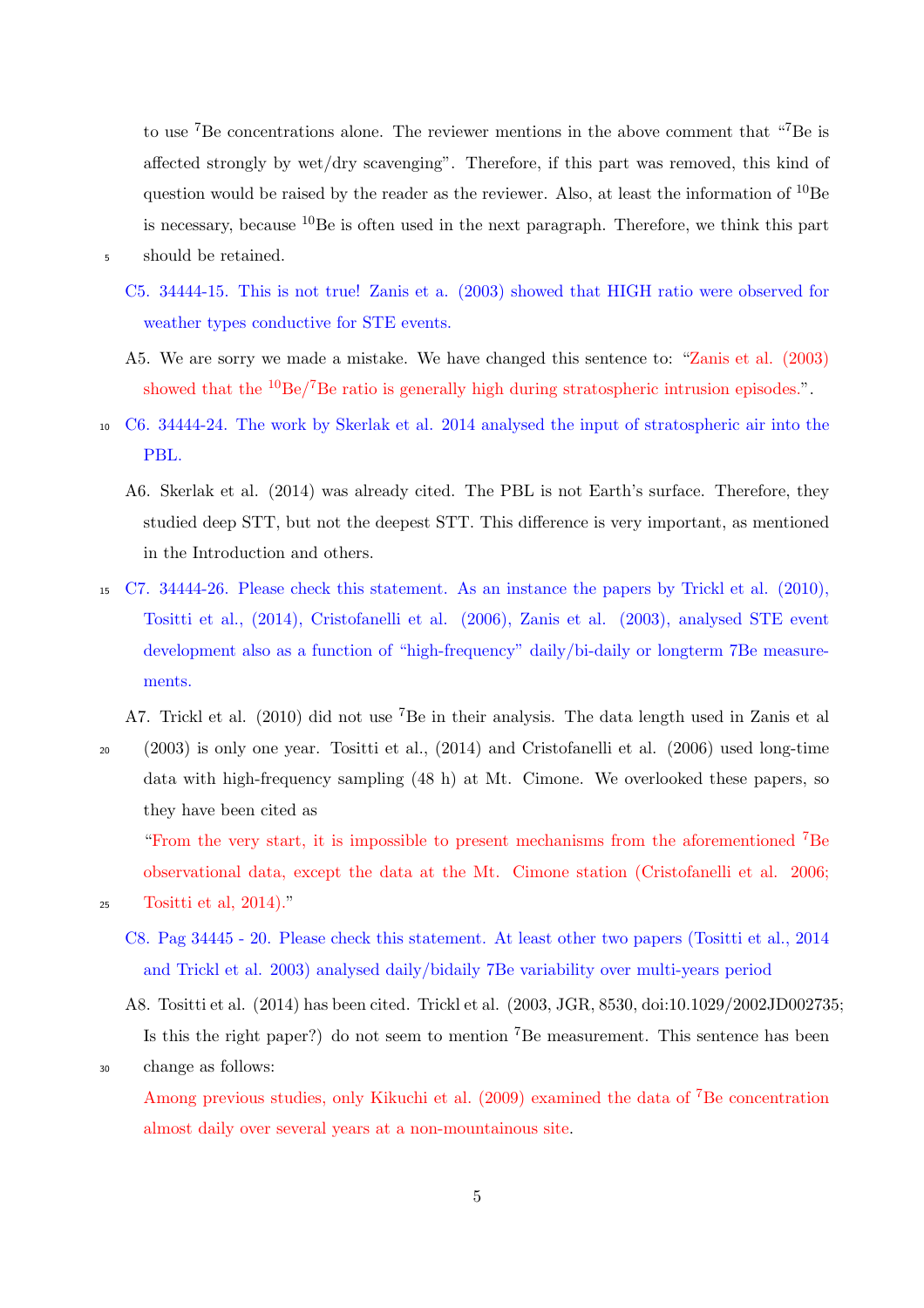to use $^{7}$Be concentrations alone. The reviewer mentions in the above comment that "$^{7}$Be is affected strongly by wet/dry scavenging". Therefore, if this part was removed, this kind of question would be raised by the reader as the reviewer. Also, at least the information of $^{10}$Be is necessary, because $^{10}$Be is often used in the next paragraph. Therefore, we think this part should be retained.

C5. 34444-15. This is not true! Zanis et a. (2003) showed that HIGH ratio were observed for weather types conductive for STE events.

A5. We are sorry we made a mistake. We have changed this sentence to: "Zanis et al. (2003) showed that the $^{10}$Be/$^{7}$Be ratio is generally high during stratospheric intrusion episodes.".

C6. 34444-24. The work by Skerlak et al. 2014 analysed the input of stratospheric air into the PBL.

A6. Skerlak et al. (2014) was already cited. The PBL is not Earth's surface. Therefore, they studied deep STT, but not the deepest STT. This difference is very important, as mentioned in the Introduction and others.

C7. 34444-26. Please check this statement. As an instance the papers by Trickl et al. (2010), Tositti et al., (2014), Cristofanelli et al. (2006), Zanis et al. (2003), analysed STE event development also as a function of "high-frequency" daily/bi-daily or longterm 7Be measurements.

A7. Trickl et al. (2010) did not use $^{7}$Be in their analysis. The data length used in Zanis et al (2003) is only one year. Tositti et al., (2014) and Cristofanelli et al. (2006) used long-time data with high-frequency sampling (48 h) at Mt. Cimone. We overlooked these papers, so they have been cited as

"From the very start, it is impossible to present mechanisms from the aforementioned $^{7}$Be observational data, except the data at the Mt. Cimone station (Cristofanelli et al. 2006; Tositti et al, 2014)."

C8. Pag 34445 - 20. Please check this statement. At least other two papers (Tositti et al., 2014 and Trickl et al. 2003) analysed daily/bidaily 7Be variability over multi-years period

A8. Tositti et al. (2014) has been cited. Trickl et al. (2003, JGR, 8530, doi:10.1029/2002JD002735; Is this the right paper?) do not seem to mention $^{7}$Be measurement. This sentence has been change as follows:

Among previous studies, only Kikuchi et al. (2009) examined the data of $^{7}$Be concentration almost daily over several years at a non-mountainous site.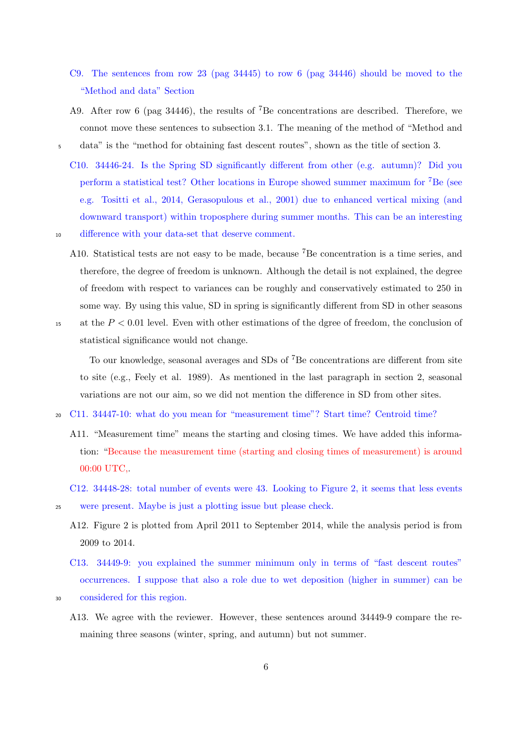C9. The sentences from row 23 (pag 34445) to row 6 (pag 34446) should be moved to the "Method and data" Section

A9. After row 6 (pag 34446), the results of $^7$Be concentrations are described. Therefore, we connot move these sentences to subsection 3.1. The meaning of the method of "Method and data" is the "method for obtaining fast descent routes", shown as the title of section 3.

C10. 34446-24. Is the Spring SD significantly different from other (e.g. autumn)? Did you perform a statistical test? Other locations in Europe showed summer maximum for $^7$Be (see e.g. Tositti et al., 2014, Gerasopulous et al., 2001) due to enhanced vertical mixing (and downward transport) within troposphere during summer months. This can be an interesting difference with your data-set that deserve comment.

A10. Statistical tests are not easy to be made, because $^7$Be concentration is a time series, and therefore, the degree of freedom is unknown. Although the detail is not explained, the degree of freedom with respect to variances can be roughly and conservatively estimated to 250 in some way. By using this value, SD in spring is significantly different from SD in other seasons at the $P < 0.01$ level. Even with other estimations of the dgree of freedom, the conclusion of statistical significance would not change.

To our knowledge, seasonal averages and SDs of $^7$Be concentrations are different from site to site (e.g., Feely et al. 1989). As mentioned in the last paragraph in section 2, seasonal variations are not our aim, so we did not mention the difference in SD from other sites.

C11. 34447-10: what do you mean for "measurement time"? Start time? Centroid time?

A11. "Measurement time" means the starting and closing times. We have added this information: "Because the measurement time (starting and closing times of measurement) is around 00:00 UTC,.

C12. 34448-28: total number of events were 43. Looking to Figure 2, it seems that less events were present. Maybe is just a plotting issue but please check.

A12. Figure 2 is plotted from April 2011 to September 2014, while the analysis period is from 2009 to 2014.

C13. 34449-9: you explained the summer minimum only in terms of "fast descent routes" occurrences. I suppose that also a role due to wet deposition (higher in summer) can be considered for this region.

A13. We agree with the reviewer. However, these sentences around 34449-9 compare the remaining three seasons (winter, spring, and autumn) but not summer.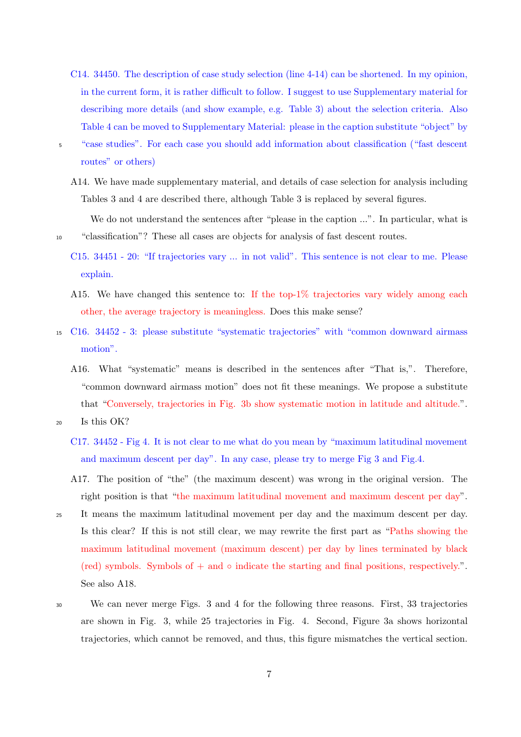C14. 34450. The description of case study selection (line 4-14) can be shortened. In my opinion, in the current form, it is rather difficult to follow. I suggest to use Supplementary material for describing more details (and show example, e.g. Table 3) about the selection criteria. Also Table 4 can be moved to Supplementary Material: please in the caption substitute “object” by “case studies”. For each case you should add information about classification (“fast descent routes” or others)

A14. We have made supplementary material, and details of case selection for analysis including Tables 3 and 4 are described there, although Table 3 is replaced by several figures.

We do not understand the sentences after “please in the caption ...”. In particular, what is “classification”? These all cases are objects for analysis of fast descent routes.

C15. 34451 - 20: “If trajectories vary ... in not valid”. This sentence is not clear to me. Please explain.

A15. We have changed this sentence to: If the top-1% trajectories vary widely among each other, the average trajectory is meaningless. Does this make sense?

C16. 34452 - 3: please substitute “systematic trajectories” with “common downward airmass motion”.

A16. What “systematic” means is described in the sentences after “That is,”. Therefore, “common downward airmass motion” does not fit these meanings. We propose a substitute that “Conversely, trajectories in Fig. 3b show systematic motion in latitude and altitude.”. Is this OK?

C17. 34452 - Fig 4. It is not clear to me what do you mean by “maximum latitudinal movement and maximum descent per day”. In any case, please try to merge Fig 3 and Fig.4.

A17. The position of “the” (the maximum descent) was wrong in the original version. The right position is that “the maximum latitudinal movement and maximum descent per day”. It means the maximum latitudinal movement per day and the maximum descent per day. Is this clear? If this is not still clear, we may rewrite the first part as “Paths showing the maximum latitudinal movement (maximum descent) per day by lines terminated by black (red) symbols. Symbols of + and ◦ indicate the starting and final positions, respectively.”. See also A18.

We can never merge Figs. 3 and 4 for the following three reasons. First, 33 trajectories are shown in Fig. 3, while 25 trajectories in Fig. 4. Second, Figure 3a shows horizontal trajectories, which cannot be removed, and thus, this figure mismatches the vertical section.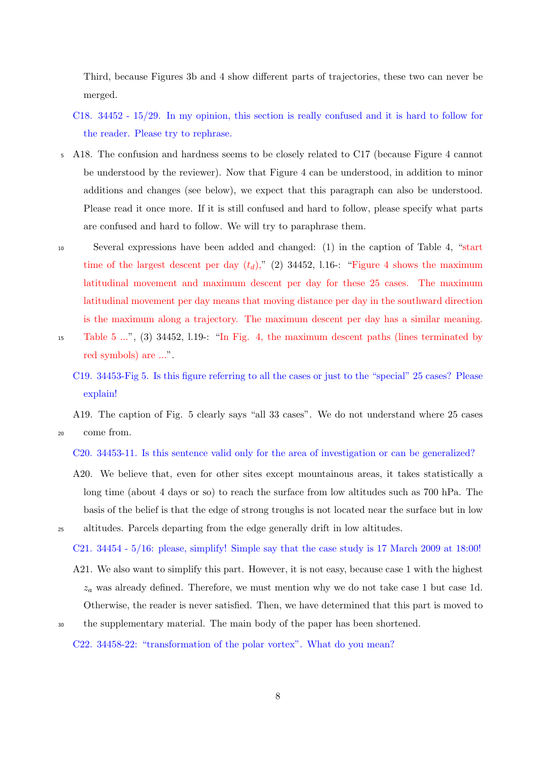Third, because Figures 3b and 4 show different parts of trajectories, these two can never be merged.

C18. 34452 - 15/29. In my opinion, this section is really confused and it is hard to follow for the reader. Please try to rephrase.

A18. The confusion and hardness seems to be closely related to C17 (because Figure 4 cannot be understood by the reviewer). Now that Figure 4 can be understood, in addition to minor additions and changes (see below), we expect that this paragraph can also be understood. Please read it once more. If it is still confused and hard to follow, please specify what parts are confused and hard to follow. We will try to paraphrase them.

Several expressions have been added and changed: (1) in the caption of Table 4, "start time of the largest descent per day ($t_d$)," (2) 34452, l.16-: "Figure 4 shows the maximum latitudinal movement and maximum descent per day for these 25 cases. The maximum latitudinal movement per day means that moving distance per day in the southward direction is the maximum along a trajectory. The maximum descent per day has a similar meaning. Table 5 ...", (3) 34452, l.19-: "In Fig. 4, the maximum descent paths (lines terminated by red symbols) are ...".

C19. 34453-Fig 5. Is this figure referring to all the cases or just to the "special" 25 cases? Please explain!

A19. The caption of Fig. 5 clearly says "all 33 cases". We do not understand where 25 cases come from.

C20. 34453-11. Is this sentence valid only for the area of investigation or can be generalized?

A20. We believe that, even for other sites except mountainous areas, it takes statistically a long time (about 4 days or so) to reach the surface from low altitudes such as 700 hPa. The basis of the belief is that the edge of strong troughs is not located near the surface but in low altitudes. Parcels departing from the edge generally drift in low altitudes.

C21. 34454 - 5/16: please, simplify! Simple say that the case study is 17 March 2009 at 18:00!

A21. We also want to simplify this part. However, it is not easy, because case 1 with the highest $z_a$ was already defined. Therefore, we must mention why we do not take case 1 but case 1d. Otherwise, the reader is never satisfied. Then, we have determined that this part is moved to the supplementary material. The main body of the paper has been shortened.

C22. 34458-22: "transformation of the polar vortex". What do you mean?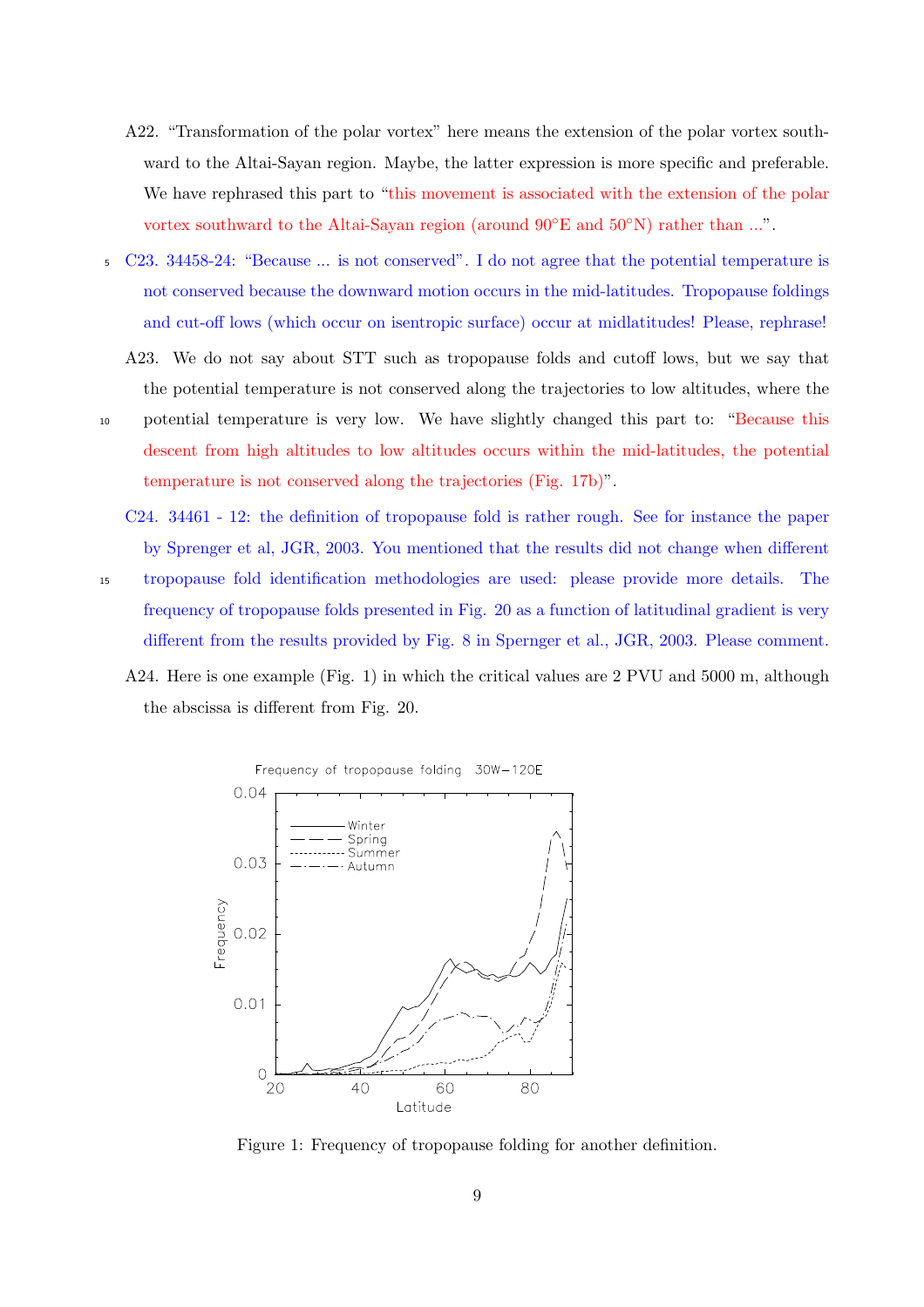A22. "Transformation of the polar vortex" here means the extension of the polar vortex southward to the Altai-Sayan region. Maybe, the latter expression is more specific and preferable. We have rephrased this part to "this movement is associated with the extension of the polar vortex southward to the Altai-Sayan region (around 90°E and 50°N) rather than ...".

C23. 34458-24: "Because ... is not conserved". I do not agree that the potential temperature is not conserved because the downward motion occurs in the mid-latitudes. Tropopause foldings and cut-off lows (which occur on isentropic surface) occur at midlatitudes! Please, rephrase!

A23. We do not say about STT such as tropopause folds and cutoff lows, but we say that the potential temperature is not conserved along the trajectories to low altitudes, where the potential temperature is very low. We have slightly changed this part to: "Because this descent from high altitudes to low altitudes occurs within the mid-latitudes, the potential temperature is not conserved along the trajectories (Fig. 17b)".

C24. 34461 - 12: the definition of tropopause fold is rather rough. See for instance the paper by Sprenger et al, JGR, 2003. You mentioned that the results did not change when different tropopause fold identification methodologies are used: please provide more details. The frequency of tropopause folds presented in Fig. 20 as a function of latitudinal gradient is very different from the results provided by Fig. 8 in Sperngers et al., JGR, 2003. Please comment.

A24. Here is one example (Fig. 1) in which the critical values are 2 PVU and 5000 m, although the abscissa is different from Fig. 20.

Figure 1: Frequency of tropopause folding for another definition.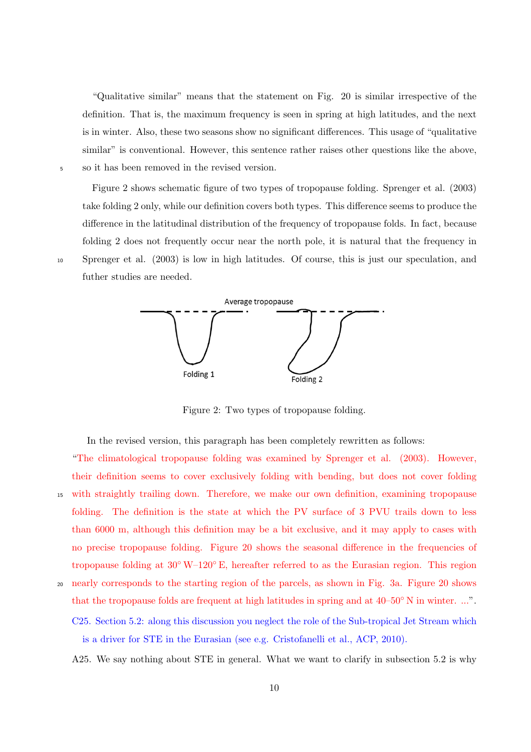"Qualitative similar" means that the statement on Fig. 20 is similar irrespective of the definition. That is, the maximum frequency is seen in spring at high latitudes, and the next is in winter. Also, these two seasons show no significant differences. This usage of "qualitative similar" is conventional. However, this sentence rather raises other questions like the above, so it has been removed in the revised version.

Figure 2 shows schematic figure of two types of tropopause folding. Sprenger et al. (2003) take folding 2 only, while our definition covers both types. This difference seems to produce the difference in the latitudinal distribution of the frequency of tropopause folds. In fact, because folding 2 does not frequently occur near the north pole, it is natural that the frequency in Sprenger et al. (2003) is low in high latitudes. Of course, this is just our speculation, and futher studies are needed.

Average tropopause

Folding 1

Folding 2

Figure 2: Two types of tropopause folding.

In the revised version, this paragraph has been completely rewritten as follows:

"The climatological tropopause folding was examined by Sprenger et al. (2003). However, their definition seems to cover exclusively folding with bending, but does not cover folding with straightly trailing down. Therefore, we make our own definition, examining tropopause folding. The definition is the state at which the PV surface of 3 PVU trails down to less than 6000 m, although this definition may be a bit exclusive, and it may apply to cases with no precise tropopause folding. Figure 20 shows the seasonal difference in the frequencies of tropopause folding at 30° W–120° E, hereafter referred to as the Eurasian region. This region nearly corresponds to the starting region of the parcels, as shown in Fig. 3a. Figure 20 shows that the tropopause folds are frequent at high latitudes in spring and at 40–50° N in winter. ...".

C25. Section 5.2: along this discussion you neglect the role of the Sub-tropical Jet Stream which is a driver for STE in the Eurasian (see e.g. Cristofanelli et al., ACP, 2010).

A25. We say nothing about STE in general. What we want to clarify in subsection 5.2 is why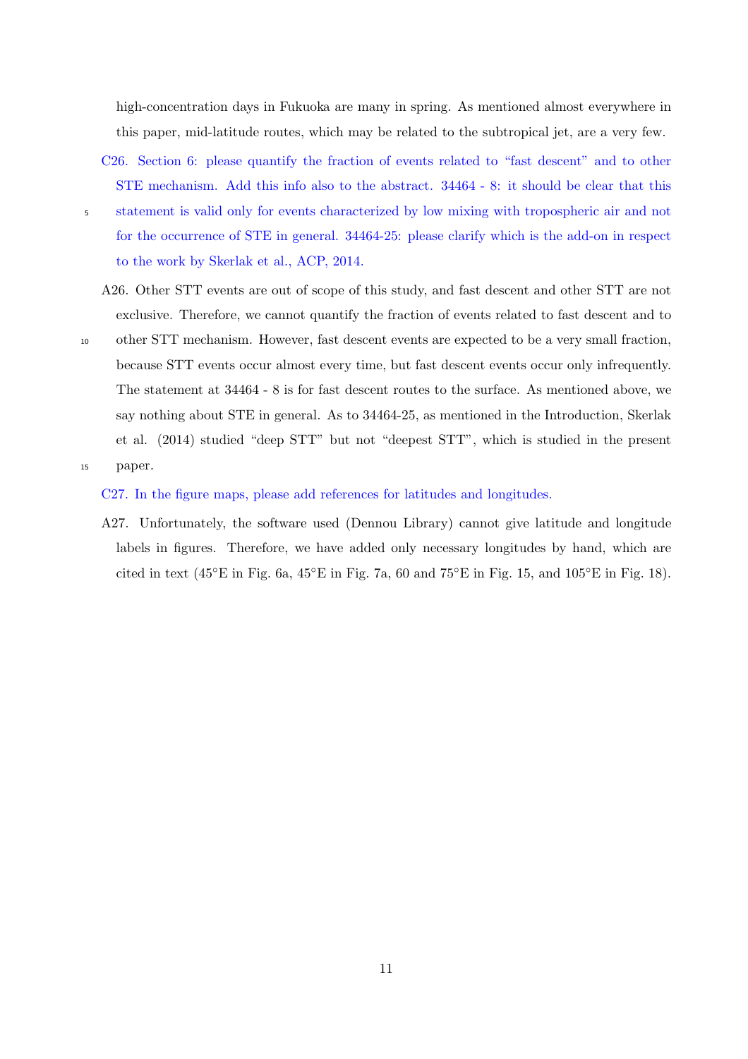high-concentration days in Fukuoka are many in spring. As mentioned almost everywhere in this paper, mid-latitude routes, which may be related to the subtropical jet, are a very few.

C26. Section 6: please quantify the fraction of events related to "fast descent" and to other STE mechanism. Add this info also to the abstract. 34464 - 8: it should be clear that this statement is valid only for events characterized by low mixing with tropospheric air and not for the occurrence of STE in general. 34464-25: please clarify which is the add-on in respect to the work by Skerlak et al., ACP, 2014.

A26. Other STT events are out of scope of this study, and fast descent and other STT are not exclusive. Therefore, we cannot quantify the fraction of events related to fast descent and to other STT mechanism. However, fast descent events are expected to be a very small fraction, because STT events occur almost every time, but fast descent events occur only infrequently. The statement at 34464 - 8 is for fast descent routes to the surface. As mentioned above, we say nothing about STE in general. As to 34464-25, as mentioned in the Introduction, Skerlak et al. (2014) studied "deep STT" but not "deepest STT", which is studied in the present paper.

C27. In the figure maps, please add references for latitudes and longitudes.

A27. Unfortunately, the software used (Dennou Library) cannot give latitude and longitude labels in figures. Therefore, we have added only necessary longitudes by hand, which are cited in text (45°E in Fig. 6a, 45°E in Fig. 7a, 60 and 75°E in Fig. 15, and 105°E in Fig. 18).